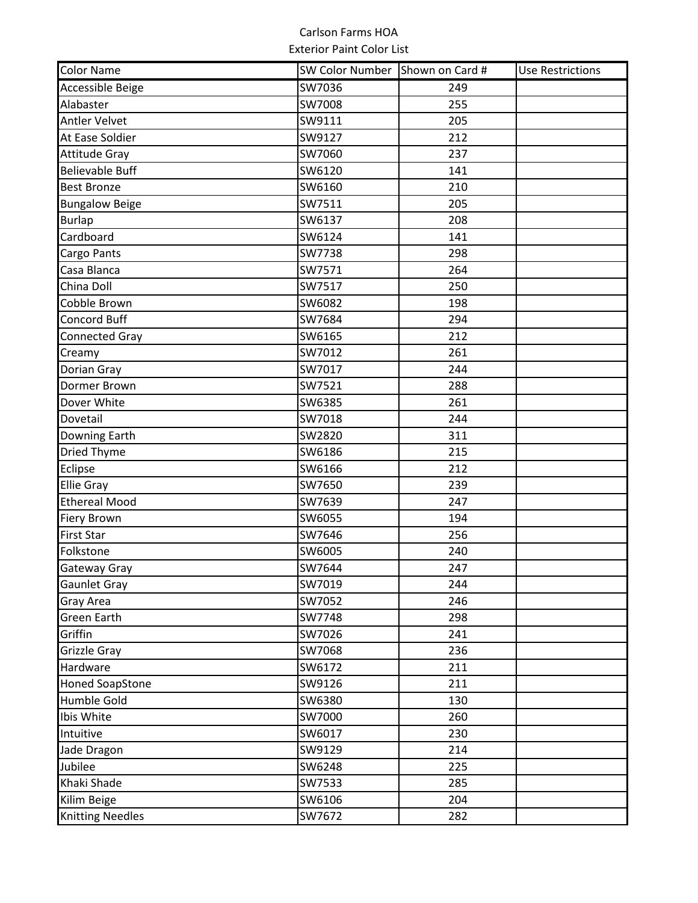# Carlson Farms HOA

## Exterior Paint Color List

| Color Name | SW Color Number | Shown on Card # | Use Restrictions |
|---|---|---|---|
| Accessible Beige | SW7036 | 249 | |
| Alabaster | SW7008 | 255 | |
| Antler Velvet | SW9111 | 205 | |
| At Ease Soldier | SW9127 | 212 | |
| Attitude Gray | SW7060 | 237 | |
| Believable Buff | SW6120 | 141 | |
| Best Bronze | SW6160 | 210 | |
| Bungalow Beige | SW7511 | 205 | |
| Burlap | SW6137 | 208 | |
| Cardboard | SW6124 | 141 | |
| Cargo Pants | SW7738 | 298 | |
| Casa Blanca | SW7571 | 264 | |
| China Doll | SW7517 | 250 | |
| Cobble Brown | SW6082 | 198 | |
| Concord Buff | SW7684 | 294 | |
| Connected Gray | SW6165 | 212 | |
| Creamy | SW7012 | 261 | |
| Dorian Gray | SW7017 | 244 | |
| Dormer Brown | SW7521 | 288 | |
| Dover White | SW6385 | 261 | |
| Dovetail | SW7018 | 244 | |
| Downing Earth | SW2820 | 311 | |
| Dried Thyme | SW6186 | 215 | |
| Eclipse | SW6166 | 212 | |
| Ellie Gray | SW7650 | 239 | |
| Ethereal Mood | SW7639 | 247 | |
| Fiery Brown | SW6055 | 194 | |
| First Star | SW7646 | 256 | |
| Folkstone | SW6005 | 240 | |
| Gateway Gray | SW7644 | 247 | |
| Gaunlet Gray | SW7019 | 244 | |
| Gray Area | SW7052 | 246 | |
| Green Earth | SW7748 | 298 | |
| Griffin | SW7026 | 241 | |
| Grizzle Gray | SW7068 | 236 | |
| Hardware | SW6172 | 211 | |
| Honed SoapStone | SW9126 | 211 | |
| Humble Gold | SW6380 | 130 | |
| Ibis White | SW7000 | 260 | |
| Intuitive | SW6017 | 230 | |
| Jade Dragon | SW9129 | 214 | |
| Jubilee | SW6248 | 225 | |
| Khaki Shade | SW7533 | 285 | |
| Kilim Beige | SW6106 | 204 | |
| Knitting Needles | SW7672 | 282 | |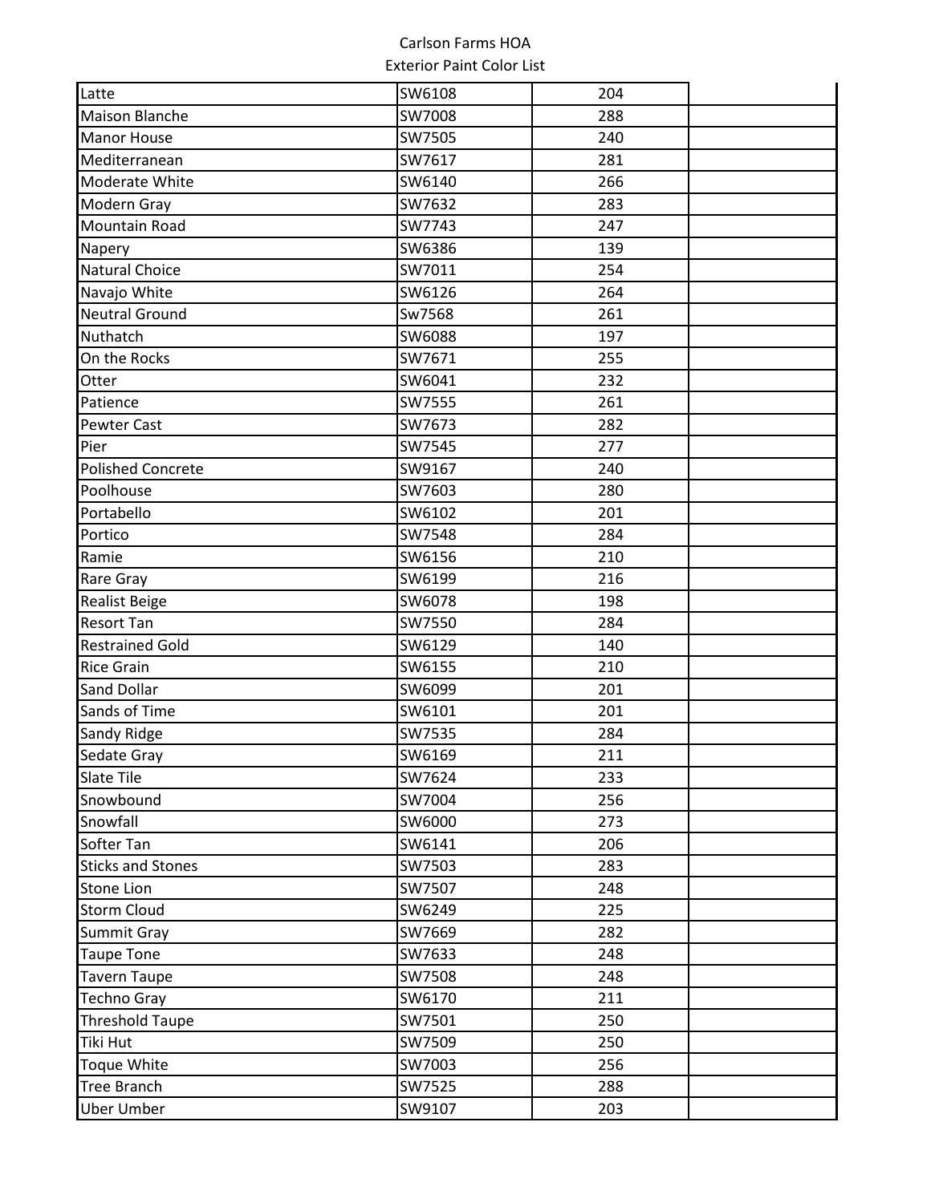| | | | |
|---|---|---|---|
| Latte | SW6108 | 204 | |
| Maison Blanche | SW7008 | 288 | |
| Manor House | SW7505 | 240 | |
| Mediterranean | SW7617 | 281 | |
| Moderate White | SW6140 | 266 | |
| Modern Gray | SW7632 | 283 | |
| Mountain Road | SW7743 | 247 | |
| Napery | SW6386 | 139 | |
| Natural Choice | SW7011 | 254 | |
| Navajo White | SW6126 | 264 | |
| Neutral Ground | Sw7568 | 261 | |
| Nuthatch | SW6088 | 197 | |
| On the Rocks | SW7671 | 255 | |
| Otter | SW6041 | 232 | |
| Patience | SW7555 | 261 | |
| Pewter Cast | SW7673 | 282 | |
| Pier | SW7545 | 277 | |
| Polished Concrete | SW9167 | 240 | |
| Poolhouse | SW7603 | 280 | |
| Portabello | SW6102 | 201 | |
| Portico | SW7548 | 284 | |
| Ramie | SW6156 | 210 | |
| Rare Gray | SW6199 | 216 | |
| Realist Beige | SW6078 | 198 | |
| Resort Tan | SW7550 | 284 | |
| Restrained Gold | SW6129 | 140 | |
| Rice Grain | SW6155 | 210 | |
| Sand Dollar | SW6099 | 201 | |
| Sands of Time | SW6101 | 201 | |
| Sandy Ridge | SW7535 | 284 | |
| Sedate Gray | SW6169 | 211 | |
| Slate Tile | SW7624 | 233 | |
| Snowbound | SW7004 | 256 | |
| Snowfall | SW6000 | 273 | |
| Softer Tan | SW6141 | 206 | |
| Sticks and Stones | SW7503 | 283 | |
| Stone Lion | SW7507 | 248 | |
| Storm Cloud | SW6249 | 225 | |
| Summit Gray | SW7669 | 282 | |
| Taupe Tone | SW7633 | 248 | |
| Tavern Taupe | SW7508 | 248 | |
| Techno Gray | SW6170 | 211 | |
| Threshold Taupe | SW7501 | 250 | |
| Tiki Hut | SW7509 | 250 | |
| Toque White | SW7003 | 256 | |
| Tree Branch | SW7525 | 288 | |
| Uber Umber | SW9107 | 203 | |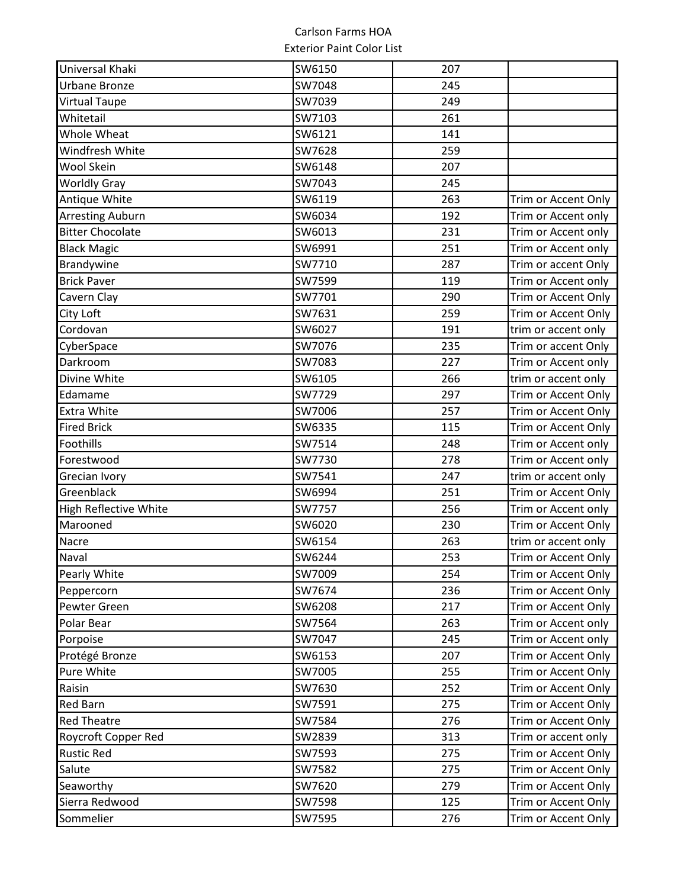Carlson Farms HOA
Exterior Paint Color List

| | | | |
|---|---|---|---|
| Universal Khaki | SW6150 | 207 | |
| Urbane Bronze | SW7048 | 245 | |
| Virtual Taupe | SW7039 | 249 | |
| Whitetail | SW7103 | 261 | |
| Whole Wheat | SW6121 | 141 | |
| Windfresh White | SW7628 | 259 | |
| Wool Skein | SW6148 | 207 | |
| Worldly Gray | SW7043 | 245 | |
| Antique White | SW6119 | 263 | Trim or Accent Only |
| Arresting Auburn | SW6034 | 192 | Trim or Accent only |
| Bitter Chocolate | SW6013 | 231 | Trim or Accent only |
| Black Magic | SW6991 | 251 | Trim or Accent only |
| Brandywine | SW7710 | 287 | Trim or accent Only |
| Brick Paver | SW7599 | 119 | Trim or Accent only |
| Cavern Clay | SW7701 | 290 | Trim or Accent Only |
| City Loft | SW7631 | 259 | Trim or Accent Only |
| Cordovan | SW6027 | 191 | trim or accent only |
| CyberSpace | SW7076 | 235 | Trim or accent Only |
| Darkroom | SW7083 | 227 | Trim or Accent only |
| Divine White | SW6105 | 266 | trim or accent only |
| Edamame | SW7729 | 297 | Trim or Accent Only |
| Extra White | SW7006 | 257 | Trim or Accent Only |
| Fired Brick | SW6335 | 115 | Trim or Accent Only |
| Foothills | SW7514 | 248 | Trim or Accent only |
| Forestwood | SW7730 | 278 | Trim or Accent only |
| Grecian Ivory | SW7541 | 247 | trim or accent only |
| Greenblack | SW6994 | 251 | Trim or Accent Only |
| High Reflective White | SW7757 | 256 | Trim or Accent only |
| Marooned | SW6020 | 230 | Trim or Accent Only |
| Nacre | SW6154 | 263 | trim or accent only |
| Naval | SW6244 | 253 | Trim or Accent Only |
| Pearly White | SW7009 | 254 | Trim or Accent Only |
| Peppercorn | SW7674 | 236 | Trim or Accent Only |
| Pewter Green | SW6208 | 217 | Trim or Accent Only |
| Polar Bear | SW7564 | 263 | Trim or Accent only |
| Porpoise | SW7047 | 245 | Trim or Accent only |
| Protégé Bronze | SW6153 | 207 | Trim or Accent Only |
| Pure White | SW7005 | 255 | Trim or Accent Only |
| Raisin | SW7630 | 252 | Trim or Accent Only |
| Red Barn | SW7591 | 275 | Trim or Accent Only |
| Red Theatre | SW7584 | 276 | Trim or Accent Only |
| Roycroft Copper Red | SW2839 | 313 | Trim or accent only |
| Rustic Red | SW7593 | 275 | Trim or Accent Only |
| Salute | SW7582 | 275 | Trim or Accent Only |
| Seaworthy | SW7620 | 279 | Trim or Accent Only |
| Sierra Redwood | SW7598 | 125 | Trim or Accent Only |
| Sommelier | SW7595 | 276 | Trim or Accent Only |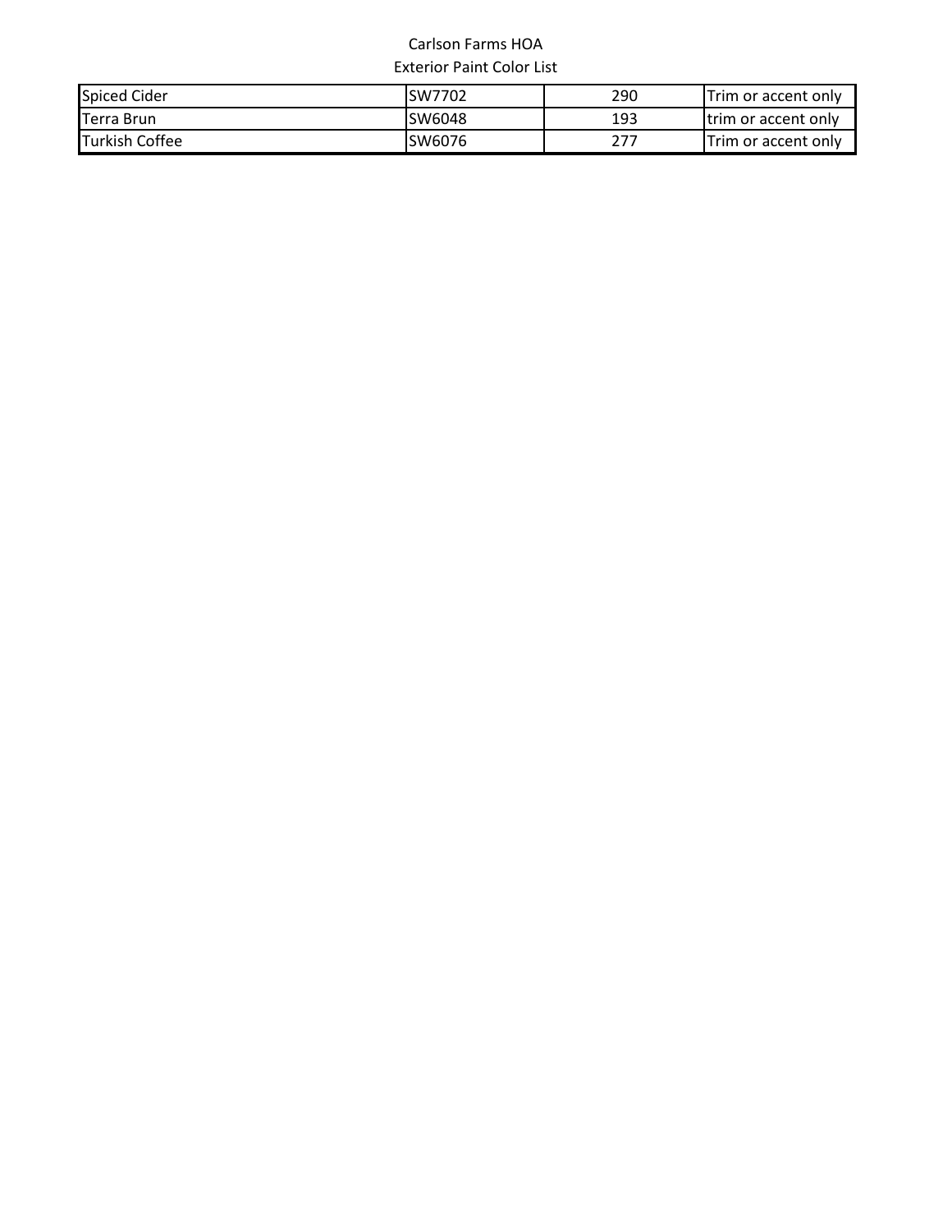Carlson Farms HOA
Exterior Paint Color List

| | | | |
|---|---|---|---|
| Spiced Cider | SW7702 | 290 | Trim or accent only |
| Terra Brun | SW6048 | 193 | trim or accent only |
| Turkish Coffee | SW6076 | 277 | Trim or accent only |